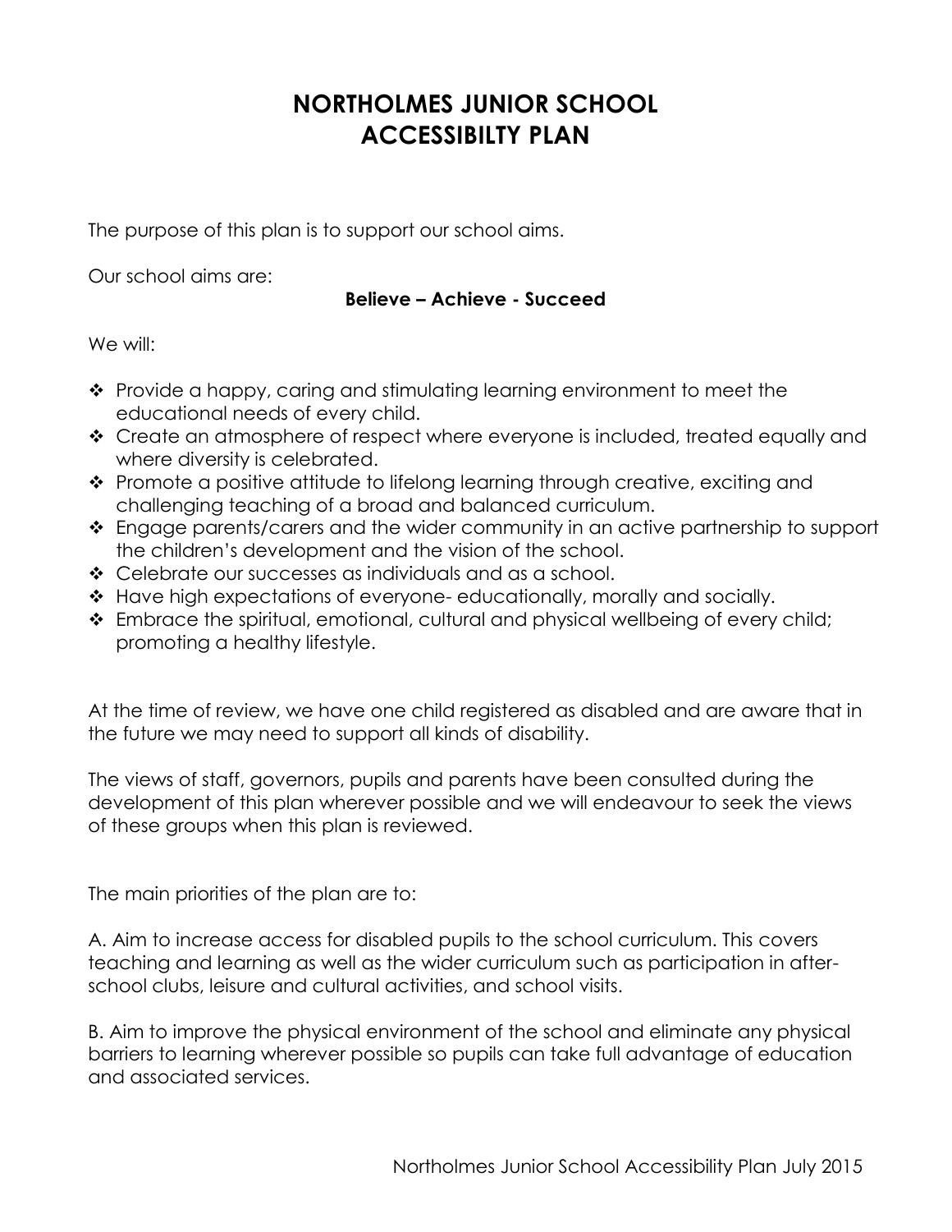# NORTHOLMES JUNIOR SCHOOL
# ACCESSIBILTY PLAN

The purpose of this plan is to support our school aims.

Our school aims are:

**Believe – Achieve - Succeed**

We will:

- Provide a happy, caring and stimulating learning environment to meet the educational needs of every child.
- Create an atmosphere of respect where everyone is included, treated equally and where diversity is celebrated.
- Promote a positive attitude to lifelong learning through creative, exciting and challenging teaching of a broad and balanced curriculum.
- Engage parents/carers and the wider community in an active partnership to support the children's development and the vision of the school.
- Celebrate our successes as individuals and as a school.
- Have high expectations of everyone- educationally, morally and socially.
- Embrace the spiritual, emotional, cultural and physical wellbeing of every child; promoting a healthy lifestyle.

At the time of review, we have one child registered as disabled and are aware that in the future we may need to support all kinds of disability.

The views of staff, governors, pupils and parents have been consulted during the development of this plan wherever possible and we will endeavour to seek the views of these groups when this plan is reviewed.

The main priorities of the plan are to:

A. Aim to increase access for disabled pupils to the school curriculum. This covers teaching and learning as well as the wider curriculum such as participation in after-school clubs, leisure and cultural activities, and school visits.

B. Aim to improve the physical environment of the school and eliminate any physical barriers to learning wherever possible so pupils can take full advantage of education and associated services.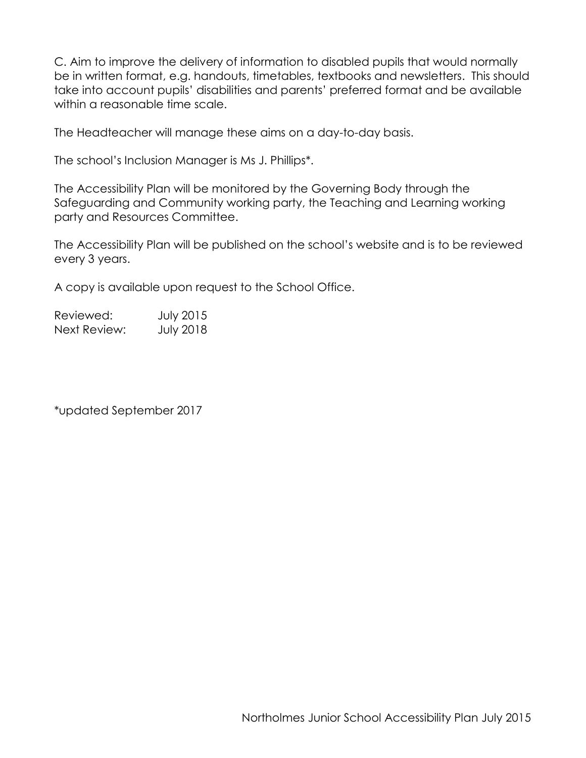C. Aim to improve the delivery of information to disabled pupils that would normally be in written format, e.g. handouts, timetables, textbooks and newsletters. This should take into account pupils' disabilities and parents' preferred format and be available within a reasonable time scale.

The Headteacher will manage these aims on a day-to-day basis.

The school's Inclusion Manager is Ms J. Phillips*.

The Accessibility Plan will be monitored by the Governing Body through the Safeguarding and Community working party, the Teaching and Learning working party and Resources Committee.

The Accessibility Plan will be published on the school's website and is to be reviewed every 3 years.

A copy is available upon request to the School Office.

Reviewed: July 2015
Next Review: July 2018

*updated September 2017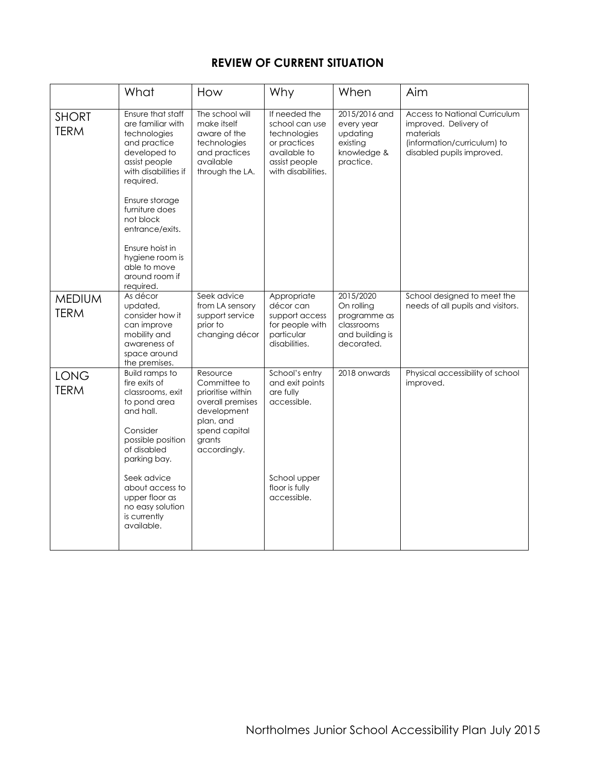## REVIEW OF CURRENT SITUATION

| | What | How | Why | When | Aim |
|---|---|---|---|---|---|
| SHORT TERM | Ensure that staff are familiar with technologies and practice developed to assist people with disabilities if required.<br><br>Ensure storage furniture does not block entrance/exits.<br><br>Ensure hoist in hygiene room is able to move around room if required. | The school will make itself aware of the technologies and practices available through the LA. | If needed the school can use technologies or practices available to assist people with disabilities. | 2015/2016 and every year updating existing knowledge & practice. | Access to National Curriculum improved. Delivery of materials (information/curriculum) to disabled pupils improved. |
| MEDIUM TERM | As décor updated, consider how it can improve mobility and awareness of space around the premises. | Seek advice from LA sensory support service prior to changing décor | Appropriate décor can support access for people with particular disabilities. | 2015/2020 On rolling programme as classrooms and building is decorated. | School designed to meet the needs of all pupils and visitors. |
| LONG TERM | Build ramps to fire exits of classrooms, exit to pond area and hall.<br><br>Consider possible position of disabled parking bay.<br><br>Seek advice about access to upper floor as no easy solution is currently available. | Resource Committee to prioritise within overall premises development plan, and spend capital grants accordingly. | School's entry and exit points are fully accessible.<br><br>School upper floor is fully accessible. | 2018 onwards | Physical accessibility of school improved. |